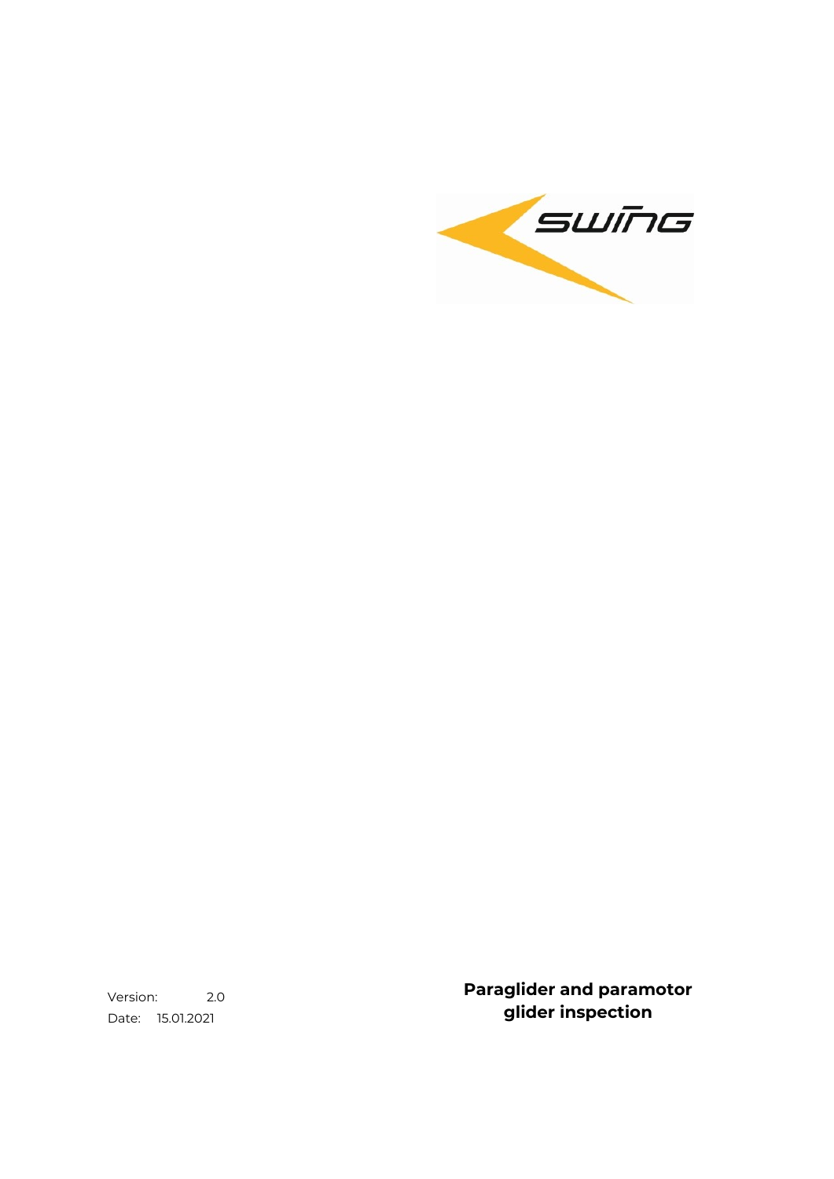swing

Version: 2.0

Date: 15.01.2021

# Paraglider and paramotor glider inspection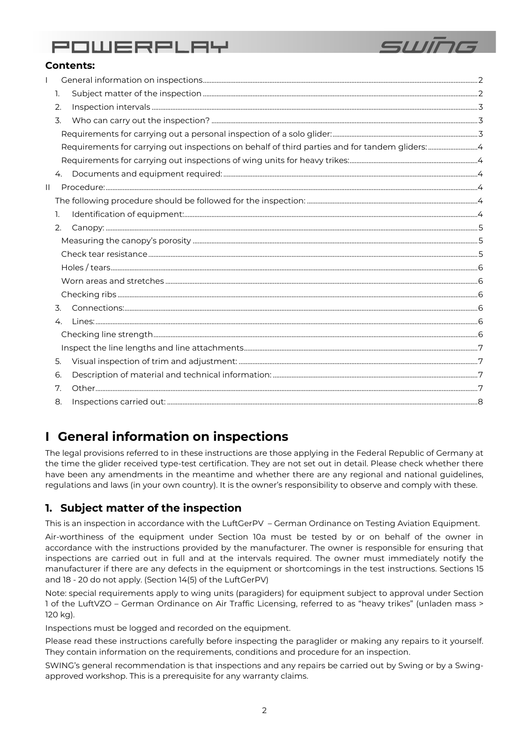**Contents:**

- I General information on inspections ... 2
  1. Subject matter of the inspection ... 2
  2. Inspection intervals ... 3
  3. Who can carry out the inspection? ... 3
     - Requirements for carrying out a personal inspection of a solo glider: ... 3
     - Requirements for carrying out inspections on behalf of third parties and for tandem gliders: ... 4
     - Requirements for carrying out inspections of wing units for heavy trikes: ... 4
  4. Documents and equipment required: ... 4
- II Procedure: ... 4
  - The following procedure should be followed for the inspection: ... 4
  1. Identification of equipment: ... 4
  2. Canopy: ... 5
     - Measuring the canopy's porosity ... 5
     - Check tear resistance ... 5
     - Holes / tears ... 6
     - Worn areas and stretches ... 6
     - Checking ribs ... 6
  3. Connections: ... 6
  4. Lines: ... 6
     - Checking line strength ... 6
     - Inspect the line lengths and line attachments ... 7
  5. Visual inspection of trim and adjustment: ... 7
  6. Description of material and technical information: ... 7
  7. Other ... 7
  8. Inspections carried out: ... 8

# I General information on inspections

The legal provisions referred to in these instructions are those applying in the Federal Republic of Germany at the time the glider received type-test certification. They are not set out in detail. Please check whether there have been any amendments in the meantime and whether there are any regional and national guidelines, regulations and laws (in your own country). It is the owner's responsibility to observe and comply with these.

## 1. Subject matter of the inspection

This is an inspection in accordance with the LuftGerPV – German Ordinance on Testing Aviation Equipment.

Air-worthiness of the equipment under Section 10a must be tested by or on behalf of the owner in accordance with the instructions provided by the manufacturer. The owner is responsible for ensuring that inspections are carried out in full and at the intervals required. The owner must immediately notify the manufacturer if there are any defects in the equipment or shortcomings in the test instructions. Sections 15 and 18 - 20 do not apply. (Section 14(5) of the LuftGerPV)

Note: special requirements apply to wing units (paragiders) for equipment subject to approval under Section 1 of the LuftVZO – German Ordinance on Air Traffic Licensing, referred to as "heavy trikes" (unladen mass > 120 kg).

Inspections must be logged and recorded on the equipment.

Please read these instructions carefully before inspecting the paraglider or making any repairs to it yourself. They contain information on the requirements, conditions and procedure for an inspection.

SWING's general recommendation is that inspections and any repairs be carried out by Swing or by a Swing-approved workshop. This is a prerequisite for any warranty claims.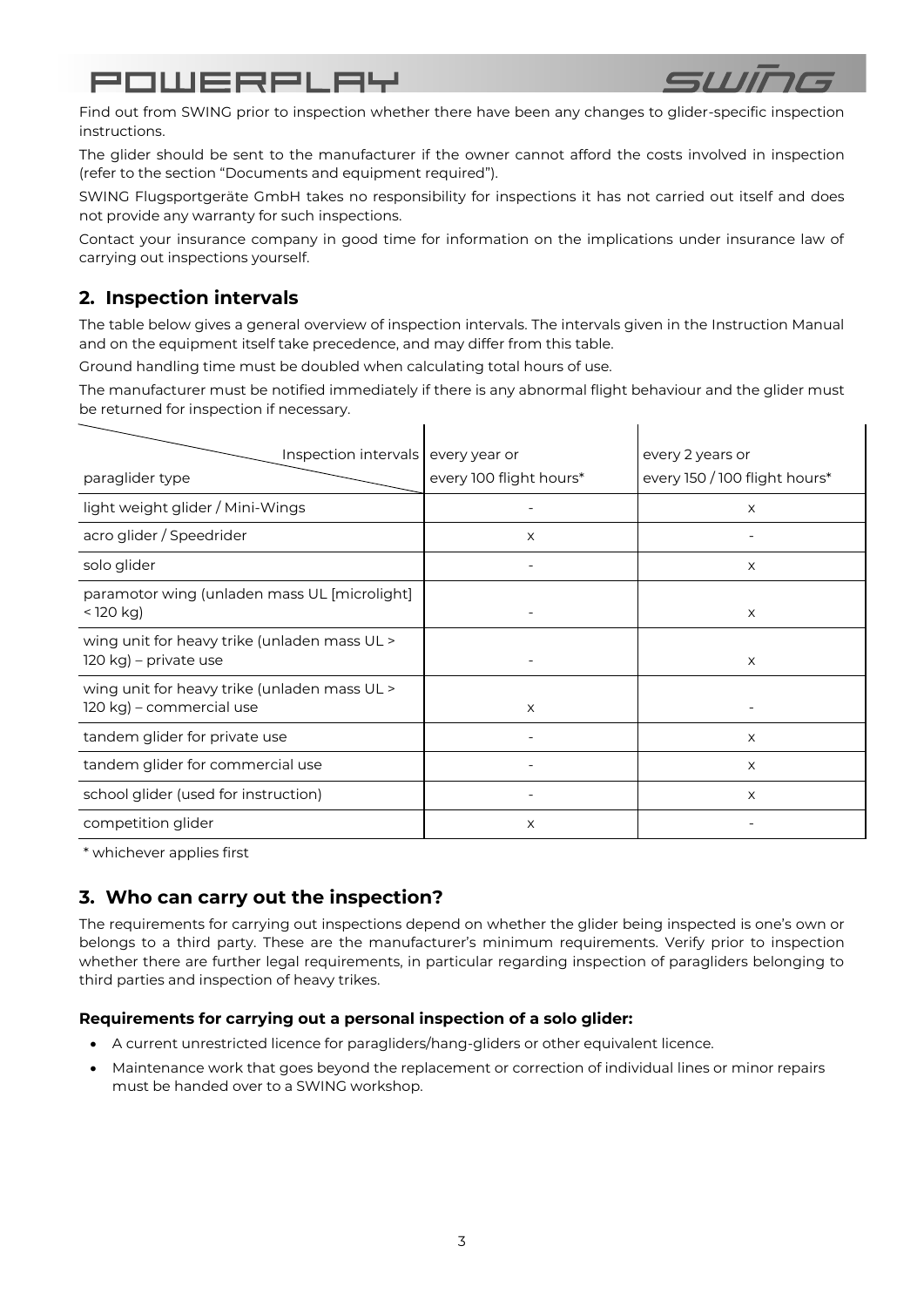Find out from SWING prior to inspection whether there have been any changes to glider-specific inspection instructions.

The glider should be sent to the manufacturer if the owner cannot afford the costs involved in inspection (refer to the section "Documents and equipment required").

SWING Flugsportgeräte GmbH takes no responsibility for inspections it has not carried out itself and does not provide any warranty for such inspections.

Contact your insurance company in good time for information on the implications under insurance law of carrying out inspections yourself.

## 2. Inspection intervals

The table below gives a general overview of inspection intervals. The intervals given in the Instruction Manual and on the equipment itself take precedence, and may differ from this table.

Ground handling time must be doubled when calculating total hours of use.

The manufacturer must be notified immediately if there is any abnormal flight behaviour and the glider must be returned for inspection if necessary.

| Inspection intervals / paraglider type | every year or every 100 flight hours* | every 2 years or every 150 / 100 flight hours* |
|---|---|---|
| light weight glider / Mini-Wings | - | x |
| acro glider / Speedrider | x | - |
| solo glider | - | x |
| paramotor wing (unladen mass UL [microlight] < 120 kg) | - | x |
| wing unit for heavy trike (unladen mass UL > 120 kg) – private use | - | x |
| wing unit for heavy trike (unladen mass UL > 120 kg) – commercial use | x | - |
| tandem glider for private use | - | x |
| tandem glider for commercial use | - | x |
| school glider (used for instruction) | - | x |
| competition glider | x | - |

\* whichever applies first

## 3. Who can carry out the inspection?

The requirements for carrying out inspections depend on whether the glider being inspected is one's own or belongs to a third party. These are the manufacturer's minimum requirements. Verify prior to inspection whether there are further legal requirements, in particular regarding inspection of paragliders belonging to third parties and inspection of heavy trikes.

**Requirements for carrying out a personal inspection of a solo glider:**

- A current unrestricted licence for paragliders/hang-gliders or other equivalent licence.
- Maintenance work that goes beyond the replacement or correction of individual lines or minor repairs must be handed over to a SWING workshop.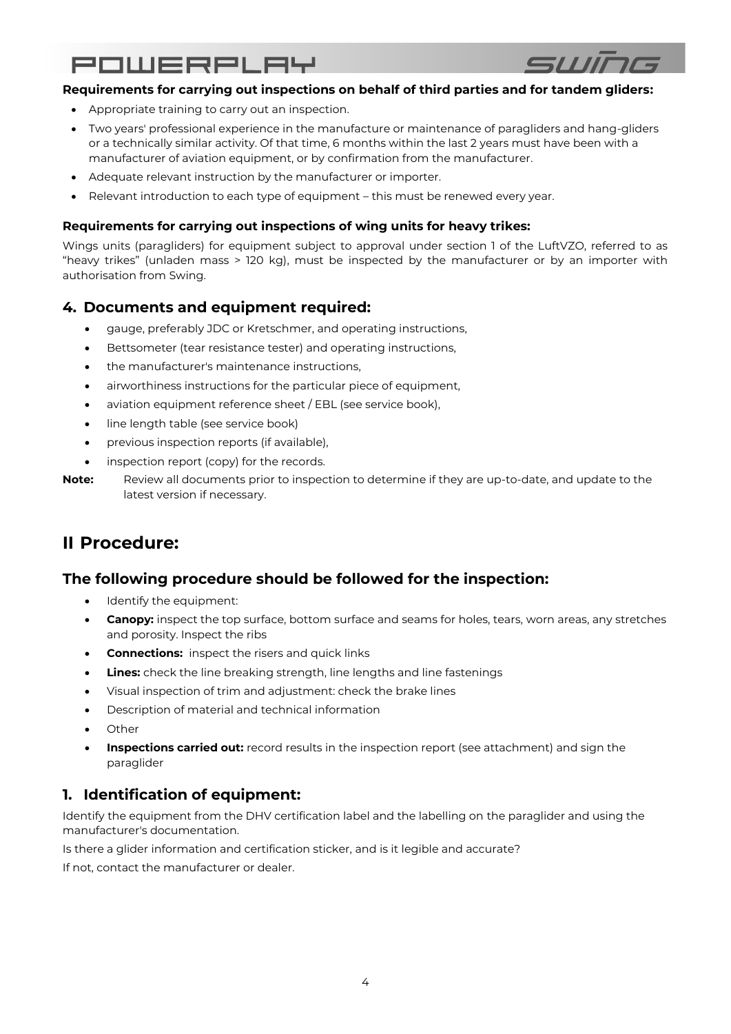**Requirements for carrying out inspections on behalf of third parties and for tandem gliders:**

- Appropriate training to carry out an inspection.
- Two years' professional experience in the manufacture or maintenance of paragliders and hang-gliders or a technically similar activity. Of that time, 6 months within the last 2 years must have been with a manufacturer of aviation equipment, or by confirmation from the manufacturer.
- Adequate relevant instruction by the manufacturer or importer.
- Relevant introduction to each type of equipment – this must be renewed every year.

**Requirements for carrying out inspections of wing units for heavy trikes:**

Wings units (paragliders) for equipment subject to approval under section 1 of the LuftVZO, referred to as "heavy trikes" (unladen mass > 120 kg), must be inspected by the manufacturer or by an importer with authorisation from Swing.

## 4. Documents and equipment required:

- gauge, preferably JDC or Kretschmer, and operating instructions,
- Bettsometer (tear resistance tester) and operating instructions,
- the manufacturer's maintenance instructions,
- airworthiness instructions for the particular piece of equipment,
- aviation equipment reference sheet / EBL (see service book),
- line length table (see service book)
- previous inspection reports (if available),
- inspection report (copy) for the records.

**Note:** Review all documents prior to inspection to determine if they are up-to-date, and update to the latest version if necessary.

# II Procedure:

## The following procedure should be followed for the inspection:

- Identify the equipment:
- **Canopy:** inspect the top surface, bottom surface and seams for holes, tears, worn areas, any stretches and porosity. Inspect the ribs
- **Connections:** inspect the risers and quick links
- **Lines:** check the line breaking strength, line lengths and line fastenings
- Visual inspection of trim and adjustment: check the brake lines
- Description of material and technical information
- Other
- **Inspections carried out:** record results in the inspection report (see attachment) and sign the paraglider

## 1. Identification of equipment:

Identify the equipment from the DHV certification label and the labelling on the paraglider and using the manufacturer's documentation.

Is there a glider information and certification sticker, and is it legible and accurate?

If not, contact the manufacturer or dealer.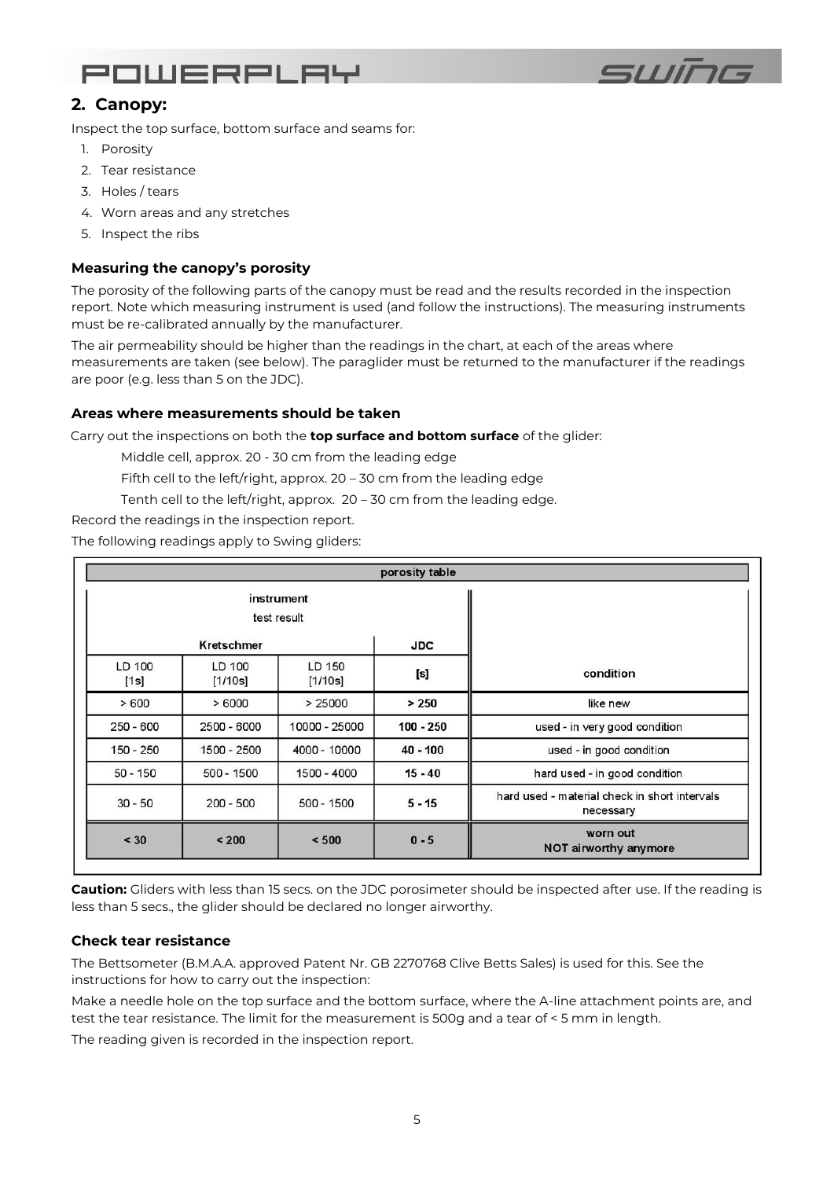## 2. Canopy:

Inspect the top surface, bottom surface and seams for:

1. Porosity
2. Tear resistance
3. Holes / tears
4. Worn areas and any stretches
5. Inspect the ribs

### Measuring the canopy's porosity

The porosity of the following parts of the canopy must be read and the results recorded in the inspection report. Note which measuring instrument is used (and follow the instructions). The measuring instruments must be re-calibrated annually by the manufacturer.

The air permeability should be higher than the readings in the chart, at each of the areas where measurements are taken (see below). The paraglider must be returned to the manufacturer if the readings are poor (e.g. less than 5 on the JDC).

### Areas where measurements should be taken

Carry out the inspections on both the **top surface and bottom surface** of the glider:

Middle cell, approx. 20 - 30 cm from the leading edge

Fifth cell to the left/right, approx. 20 – 30 cm from the leading edge

Tenth cell to the left/right, approx. 20 – 30 cm from the leading edge.

Record the readings in the inspection report.

The following readings apply to Swing gliders:

| porosity table | | | | |
|---|---|---|---|---|
| instrument test result | | | | |
| Kretschmer | | | JDC | |
| LD 100 [1s] | LD 100 [1/10s] | LD 150 [1/10s] | [s] | condition |
| > 600 | > 6000 | > 25000 | > 250 | like new |
| 250 - 600 | 2500 - 6000 | 10000 - 25000 | 100 - 250 | used - in very good condition |
| 150 - 250 | 1500 - 2500 | 4000 - 10000 | 40 - 100 | used - in good condition |
| 50 - 150 | 500 - 1500 | 1500 - 4000 | 15 - 40 | hard used - in good condition |
| 30 - 50 | 200 - 500 | 500 - 1500 | 5 - 15 | hard used - material check in short intervals necessary |
| < 30 | < 200 | < 500 | 0 - 5 | worn out NOT airworthy anymore |

**Caution:** Gliders with less than 15 secs. on the JDC porosimeter should be inspected after use. If the reading is less than 5 secs., the glider should be declared no longer airworthy.

### Check tear resistance

The Bettsometer (B.M.A.A. approved Patent Nr. GB 2270768 Clive Betts Sales) is used for this. See the instructions for how to carry out the inspection:

Make a needle hole on the top surface and the bottom surface, where the A-line attachment points are, and test the tear resistance. The limit for the measurement is 500g and a tear of < 5 mm in length.

The reading given is recorded in the inspection report.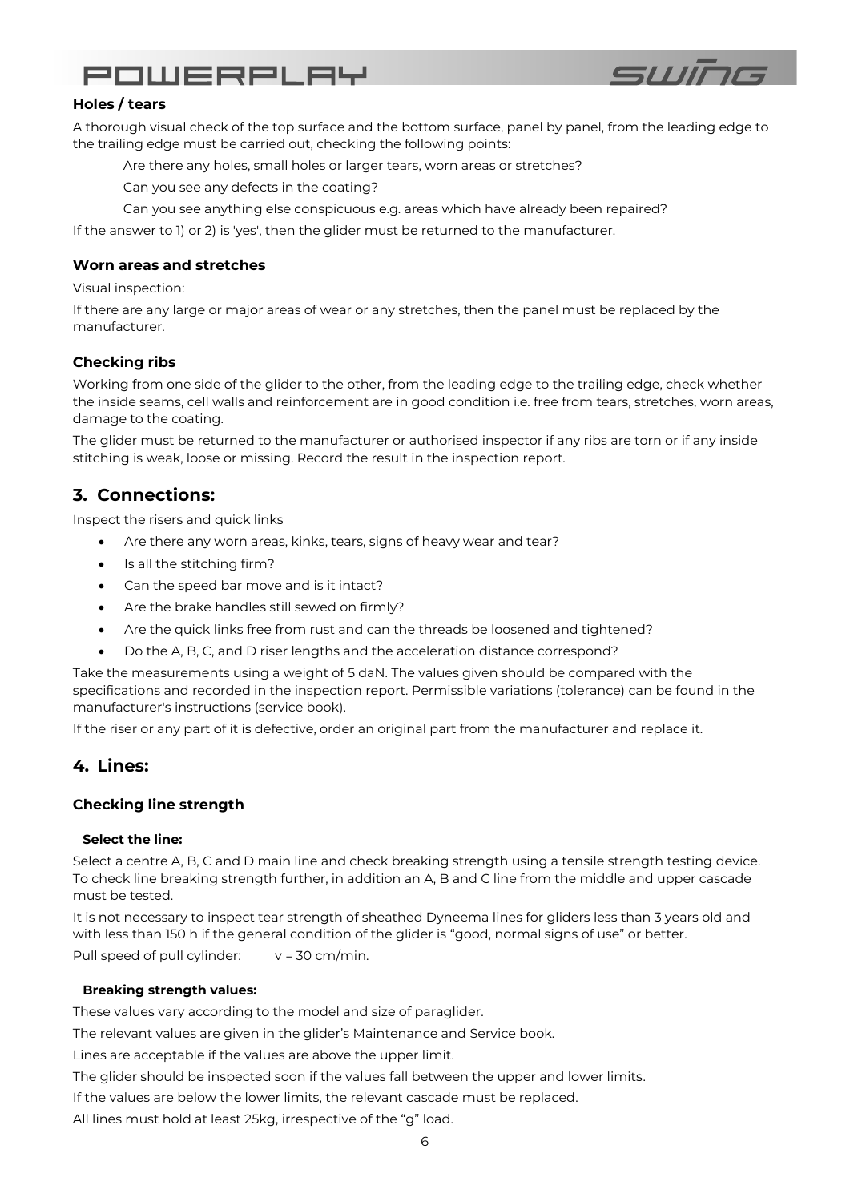### Holes / tears

A thorough visual check of the top surface and the bottom surface, panel by panel, from the leading edge to the trailing edge must be carried out, checking the following points:

Are there any holes, small holes or larger tears, worn areas or stretches?

Can you see any defects in the coating?

Can you see anything else conspicuous e.g. areas which have already been repaired?

If the answer to 1) or 2) is 'yes', then the glider must be returned to the manufacturer.

### Worn areas and stretches

Visual inspection:

If there are any large or major areas of wear or any stretches, then the panel must be replaced by the manufacturer.

### Checking ribs

Working from one side of the glider to the other, from the leading edge to the trailing edge, check whether the inside seams, cell walls and reinforcement are in good condition i.e. free from tears, stretches, worn areas, damage to the coating.

The glider must be returned to the manufacturer or authorised inspector if any ribs are torn or if any inside stitching is weak, loose or missing. Record the result in the inspection report.

## 3. Connections:

Inspect the risers and quick links

- Are there any worn areas, kinks, tears, signs of heavy wear and tear?
- Is all the stitching firm?
- Can the speed bar move and is it intact?
- Are the brake handles still sewed on firmly?
- Are the quick links free from rust and can the threads be loosened and tightened?
- Do the A, B, C, and D riser lengths and the acceleration distance correspond?

Take the measurements using a weight of 5 daN. The values given should be compared with the specifications and recorded in the inspection report. Permissible variations (tolerance) can be found in the manufacturer's instructions (service book).

If the riser or any part of it is defective, order an original part from the manufacturer and replace it.

## 4. Lines:

### Checking line strength

#### Select the line:

Select a centre A, B, C and D main line and check breaking strength using a tensile strength testing device. To check line breaking strength further, in addition an A, B and C line from the middle and upper cascade must be tested.

It is not necessary to inspect tear strength of sheathed Dyneema lines for gliders less than 3 years old and with less than 150 h if the general condition of the glider is "good, normal signs of use" or better.

Pull speed of pull cylinder: $v = 30$ cm/min.

#### Breaking strength values:

These values vary according to the model and size of paraglider.

The relevant values are given in the glider's Maintenance and Service book.

Lines are acceptable if the values are above the upper limit.

The glider should be inspected soon if the values fall between the upper and lower limits.

If the values are below the lower limits, the relevant cascade must be replaced.

All lines must hold at least 25kg, irrespective of the "g" load.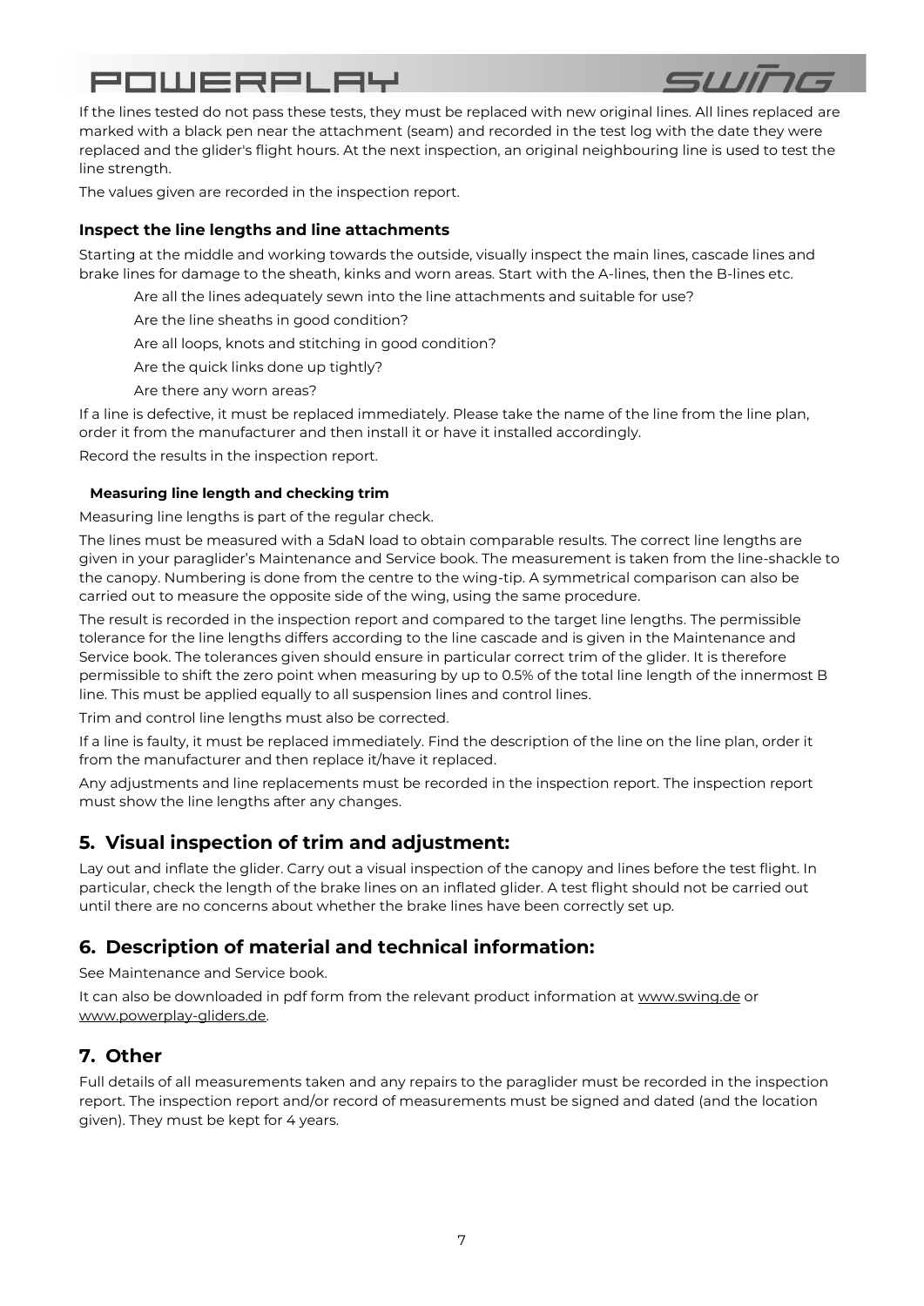If the lines tested do not pass these tests, they must be replaced with new original lines. All lines replaced are marked with a black pen near the attachment (seam) and recorded in the test log with the date they were replaced and the glider's flight hours. At the next inspection, an original neighbouring line is used to test the line strength.

The values given are recorded in the inspection report.

### Inspect the line lengths and line attachments

Starting at the middle and working towards the outside, visually inspect the main lines, cascade lines and brake lines for damage to the sheath, kinks and worn areas. Start with the A-lines, then the B-lines etc.

- Are all the lines adequately sewn into the line attachments and suitable for use?
- Are the line sheaths in good condition?
- Are all loops, knots and stitching in good condition?
- Are the quick links done up tightly?
- Are there any worn areas?

If a line is defective, it must be replaced immediately. Please take the name of the line from the line plan, order it from the manufacturer and then install it or have it installed accordingly.

Record the results in the inspection report.

#### Measuring line length and checking trim

Measuring line lengths is part of the regular check.

The lines must be measured with a 5daN load to obtain comparable results. The correct line lengths are given in your paraglider's Maintenance and Service book. The measurement is taken from the line-shackle to the canopy. Numbering is done from the centre to the wing-tip. A symmetrical comparison can also be carried out to measure the opposite side of the wing, using the same procedure.

The result is recorded in the inspection report and compared to the target line lengths. The permissible tolerance for the line lengths differs according to the line cascade and is given in the Maintenance and Service book. The tolerances given should ensure in particular correct trim of the glider. It is therefore permissible to shift the zero point when measuring by up to 0.5% of the total line length of the innermost B line. This must be applied equally to all suspension lines and control lines.

Trim and control line lengths must also be corrected.

If a line is faulty, it must be replaced immediately. Find the description of the line on the line plan, order it from the manufacturer and then replace it/have it replaced.

Any adjustments and line replacements must be recorded in the inspection report. The inspection report must show the line lengths after any changes.

## 5. Visual inspection of trim and adjustment:

Lay out and inflate the glider. Carry out a visual inspection of the canopy and lines before the test flight. In particular, check the length of the brake lines on an inflated glider. A test flight should not be carried out until there are no concerns about whether the brake lines have been correctly set up.

## 6. Description of material and technical information:

See Maintenance and Service book.

It can also be downloaded in pdf form from the relevant product information at www.swing.de or www.powerplay-gliders.de.

## 7. Other

Full details of all measurements taken and any repairs to the paraglider must be recorded in the inspection report. The inspection report and/or record of measurements must be signed and dated (and the location given). They must be kept for 4 years.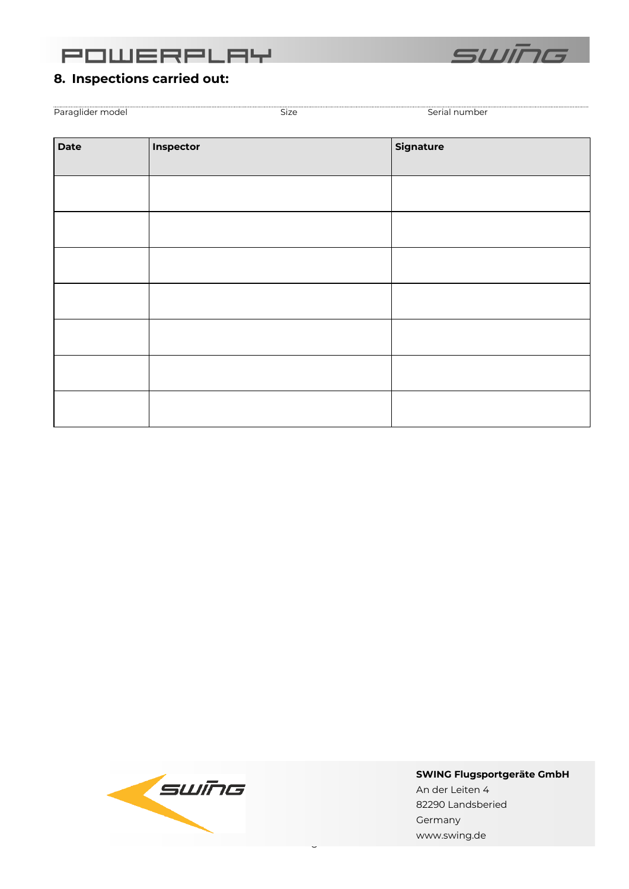## 8. Inspections carried out:

Paraglider model Size Serial number

| Date | Inspector | Signature |
|---|---|---|
| | | |
| | | |
| | | |
| | | |
| | | |
| | | |
| | | |

**SWING Flugsportgeräte GmbH**
An der Leiten 4
82290 Landsberied
Germany
www.swing.de